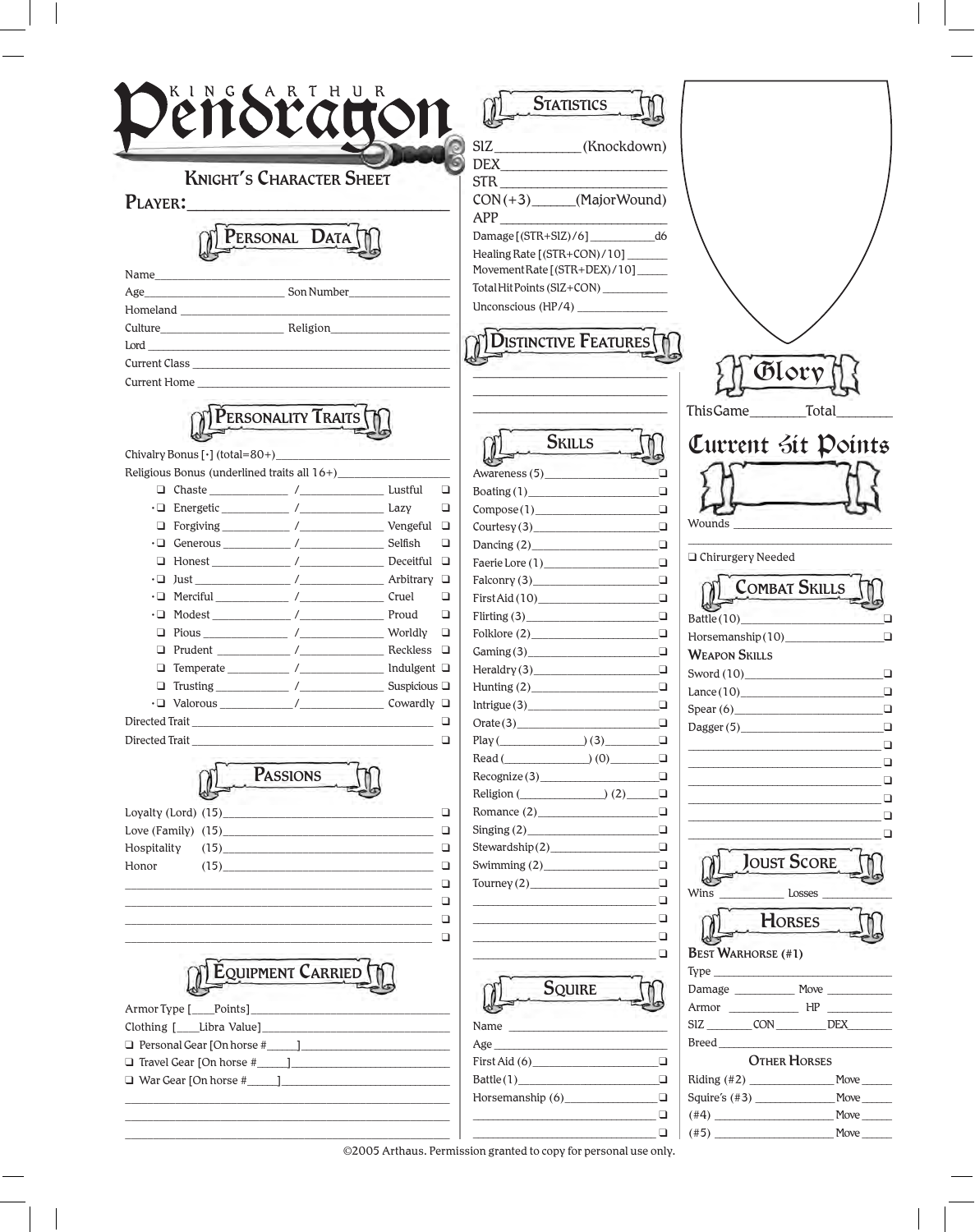# King Arthur Pendragon

## Knight's Character Sheet

**Player:** ______________________

### Personal Data

Name ______________________

Age ____________ Son Number ____________

Homeland ______________________

Culture ____________ Religion ____________

Lord ______________________

Current Class ______________________

Current Home ______________________

### Personality Traits

Chivalry Bonus [•] (total=80+) ______________________

Religious Bonus (underlined traits all 16+) ______________________

| | Trait | | | Trait | |
|---|---|---|---|---|---|
| ❑ | Chaste | ______ / ______ | Lustful | ❑ |
| •❑ | Energetic | ______ / ______ | Lazy | ❑ |
| ❑ | Forgiving | ______ / ______ | Vengeful | ❑ |
| •❑ | Generous | ______ / ______ | Selfish | ❑ |
| ❑ | Honest | ______ / ______ | Deceitful | ❑ |
| •❑ | Just | ______ / ______ | Arbitrary | ❑ |
| •❑ | Merciful | ______ / ______ | Cruel | ❑ |
| •❑ | Modest | ______ / ______ | Proud | ❑ |
| ❑ | Pious | ______ / ______ | Worldly | ❑ |
| ❑ | Prudent | ______ / ______ | Reckless | ❑ |
| ❑ | Temperate | ______ / ______ | Indulgent | ❑ |
| ❑ | Trusting | ______ / ______ | Suspicious | ❑ |
| •❑ | Valorous | ______ / ______ | Cowardly | ❑ |

Directed Trait ______________________ ❑

Directed Trait ______________________ ❑

### Passions

Loyalty (Lord) (15) ______________________ ❑

Love (Family) (15) ______________________ ❑

Hospitality (15) ______________________ ❑

Honor (15) ______________________ ❑

______________________ ❑

______________________ ❑

______________________ ❑

______________________ ❑

### Equipment Carried

Armor Type [____Points] ______________________

Clothing [____Libra Value] ______________________

❑ Personal Gear [On horse #____] ______________________

❑ Travel Gear [On horse #____] ______________________

❑ War Gear [On horse #____] ______________________

______________________

______________________

______________________

### Statistics

SIZ ____________ (Knockdown)

DEX ______________________

STR ______________________

CON (+3) ________ (Major Wound)

APP ______________________

Damage [(STR+SIZ)/6] ____________ d6

Healing Rate [(STR+CON)/10] ________

Movement Rate [(STR+DEX)/10] ________

Total Hit Points (SIZ+CON) ________

Unconscious (HP/4) ________

### Distinctive Features

______________________

______________________

______________________

### Skills

Awareness (5) ______________________ ❑

Boating (1) ______________________ ❑

Compose (1) ______________________ ❑

Courtesy (3) ______________________ ❑

Dancing (2) ______________________ ❑

Faerie Lore (1) ______________________ ❑

Falconry (3) ______________________ ❑

First Aid (10) ______________________ ❑

Flirting (3) ______________________ ❑

Folklore (2) ______________________ ❑

Gaming (3) ______________________ ❑

Heraldry (3) ______________________ ❑

Hunting (2) ______________________ ❑

Intrigue (3) ______________________ ❑

Orate (3) ______________________ ❑

Play (____________) (3) ________ ❑

Read (____________) (0) ________ ❑

Recognize (3) ______________________ ❑

Religion (____________) (2) ________ ❑

Romance (2) ______________________ ❑

Singing (2) ______________________ ❑

Stewardship (2) ______________________ ❑

Swimming (2) ______________________ ❑

Tourney (2) ______________________ ❑

______________________ ❑

______________________ ❑

______________________ ❑

______________________ ❑

### Squire

Name ______________________

Age ______________________

First Aid (6) ______________________ ❑

Battle (1) ______________________ ❑

Horsemanship (6) ______________________ ❑

______________________ ❑

______________________ ❑

### Glory

This Game ________ Total ________

### Current Hit Points

Wounds ______________________

______________________

❑ Chirurgery Needed

### Combat Skills

Battle (10) ______________________ ❑

Horsemanship (10) ______________________ ❑

**Weapon Skills**

Sword (10) ______________________ ❑

Lance (10) ______________________ ❑

Spear (6) ______________________ ❑

Dagger (5) ______________________ ❑

______________________ ❑

______________________ ❑

______________________ ❑

______________________ ❑

______________________ ❑

______________________ ❑

### Joust Score

Wins ________ Losses ________

### Horses

**Best Warhorse (#1)**

Type ______________________

Damage ________ Move ________

Armor ________ HP ________

SIZ ______ CON ______ DEX ______

Breed ______________________

**Other Horses**

Riding (#2) ____________ Move ______

Squire's (#3) ____________ Move ______

(#4) ____________ Move ______

(#5) ____________ Move ______

©2005 Arthaus. Permission granted to copy for personal use only.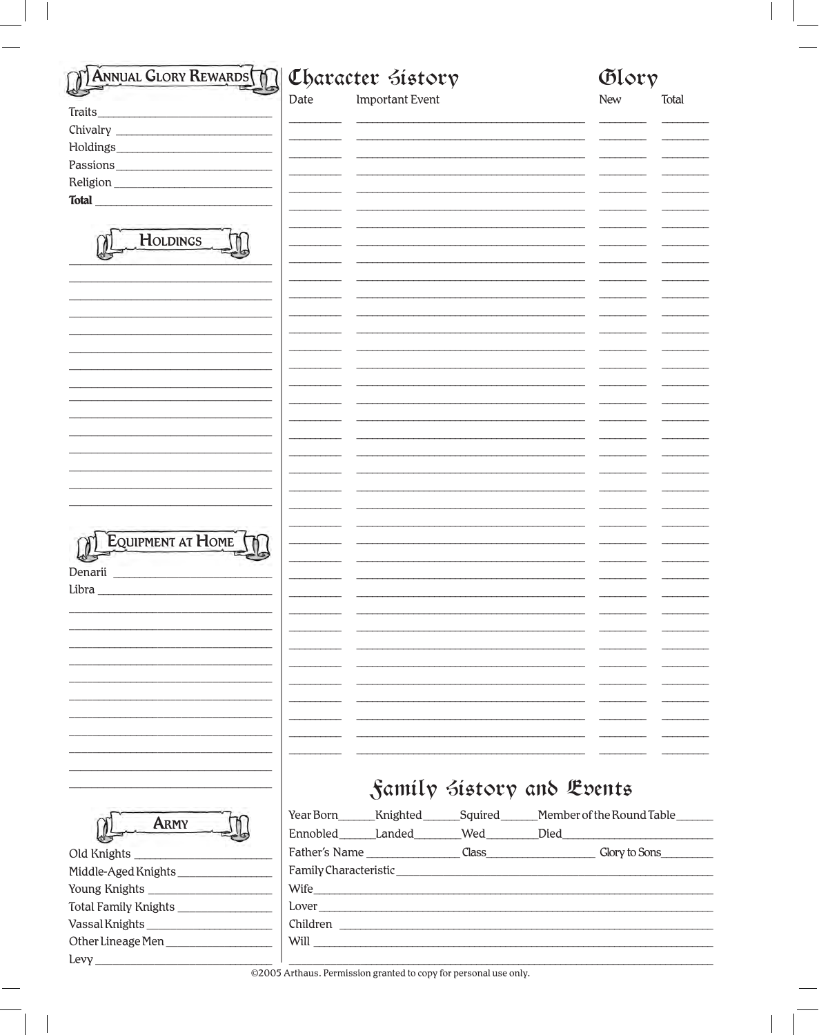## Annual Glory Rewards

Traits ____________________

Chivalry ____________________

Holdings ____________________

Passions ____________________

Religion ____________________

**Total** ____________________

## Holdings

____________________

## Equipment at Home

Denarii ____________________

Libra ____________________

## Army

Old Knights ____________________

Middle-Aged Knights ____________________

Young Knights ____________________

Total Family Knights ____________________

Vassal Knights ____________________

Other Lineage Men ____________________

Levy ____________________

## Character History

| Date | Important Event | Glory New | Glory Total |
|---|---|---|---|
| | | | |

## Family History and Events

Year Born ______ Knighted ______ Squired ______ Member of the Round Table ______

Ennobled ______ Landed ______ Wed ______ Died ______

Father's Name ______ Class ______ Glory to Sons ______

Family Characteristic ____________________

Wife ____________________

Lover ____________________

Children ____________________

Will ____________________

©2005 Arthaus. Permission granted to copy for personal use only.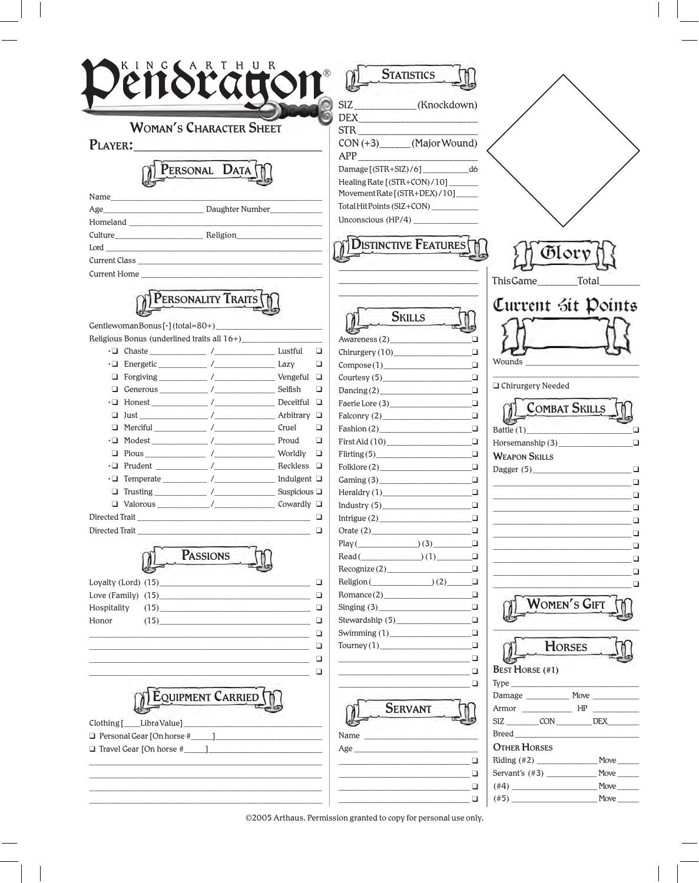# King Arthur Pendragon®

## Woman's Character Sheet

**Player:** ______________________

## Personal Data

Name ______________________

Age ____________ Daughter Number ____________

Homeland ______________________

Culture ____________ Religion ____________

Lord ______________________

Current Class ______________________

Current Home ______________________

## Personality Traits

Gentlewoman Bonus [•] (total=80+) ______________

Religious Bonus (underlined traits all 16+) ______________

| | | | | | |
|---|---|---|---|---|---|
| •❑ | Chaste | ______ / ______ | Lustful | ❑ |
| •❑ | Energetic | ______ / ______ | Lazy | ❑ |
| ❑ | Forgiving | ______ / ______ | Vengeful | ❑ |
| ❑ | Generous | ______ / ______ | Selfish | ❑ |
| •❑ | Honest | ______ / ______ | Deceitful | ❑ |
| ❑ | Just | ______ / ______ | Arbitrary | ❑ |
| ❑ | Merciful | ______ / ______ | Cruel | ❑ |
| •❑ | Modest | ______ / ______ | Proud | ❑ |
| ❑ | Pious | ______ / ______ | Worldly | ❑ |
| •❑ | Prudent | ______ / ______ | Reckless | ❑ |
| •❑ | Temperate | ______ / ______ | Indulgent | ❑ |
| ❑ | Trusting | ______ / ______ | Suspicious | ❑ |
| ❑ | Valorous | ______ / ______ | Cowardly | ❑ |

Directed Trait ______________________ ❑

Directed Trait ______________________ ❑

## Passions

Loyalty (Lord) (15) ______________ ❑

Love (Family) (15) ______________ ❑

Hospitality (15) ______________ ❑

Honor (15) ______________ ❑

______________________ ❑

______________________ ❑

______________________ ❑

______________________ ❑

## Equipment Carried

Clothing [____ Libra Value] ______________

❑ Personal Gear [On horse #____] ______________

❑ Travel Gear [On horse #____] ______________

______________________

______________________

______________________

______________________

## Statistics

SIZ ____________ (Knockdown)

DEX ______________________

STR ______________________

CON (+3) ______ (Major Wound)

APP ______________________

Damage [(STR+SIZ)/6] __________ d6

Healing Rate [(STR+CON)/10] ______

Movement Rate [(STR+DEX)/10] ______

Total Hit Points (SIZ+CON) __________

Unconscious (HP/4) ______________

## Distinctive Features

______________________

______________________

______________________

## Skills

Awareness (2) ______________ ❑

Chirurgery (10) ______________ ❑

Compose (1) ______________ ❑

Courtesy (5) ______________ ❑

Dancing (2) ______________ ❑

Faerie Lore (3) ______________ ❑

Falconry (2) ______________ ❑

Fashion (2) ______________ ❑

First Aid (10) ______________ ❑

Flirting (5) ______________ ❑

Folklore (2) ______________ ❑

Gaming (3) ______________ ❑

Heraldry (1) ______________ ❑

Industry (5) ______________ ❑

Intrigue (2) ______________ ❑

Orate (2) ______________ ❑

Play (____________) (3) ________ ❑

Read (____________) (1) ________ ❑

Recognize (2) ______________ ❑

Religion (____________) (2) ______ ❑

Romance (2) ______________ ❑

Singing (3) ______________ ❑

Stewardship (5) ______________ ❑

Swimming (1) ______________ ❑

Tourney (1) ______________ ❑

______________________ ❑

______________________ ❑

______________________ ❑

## Servant

Name ______________________

Age ______________________

______________________ ❑

______________________ ❑

______________________ ❑

______________________ ❑

## Glory

This Game ________ Total ________

## Current Hit Points

Wounds ______________________

______________________

❑ Chirurgery Needed

## Combat Skills

Battle (1) ______________ ❑

Horsemanship (3) ______________ ❑

**Weapon Skills**

Dagger (5) ______________ ❑

______________________ ❑

______________________ ❑

______________________ ❑

______________________ ❑

______________________ ❑

______________________ ❑

______________________ ❑

______________________ ❑

______________________ ❑

## Women's Gift

______________________

## Horses

**Best Horse (#1)**

Type ______________________

Damage __________ Move __________

Armor __________ HP __________

SIZ ________ CON ________ DEX ________

Breed ______________________

**Other Horses**

Riding (#2) ______________ Move ______

Servant's (#3) ______________ Move ______

(#4) ______________ Move ______

(#5) ______________ Move ______

©2005 Arthaus. Permission granted to copy for personal use only.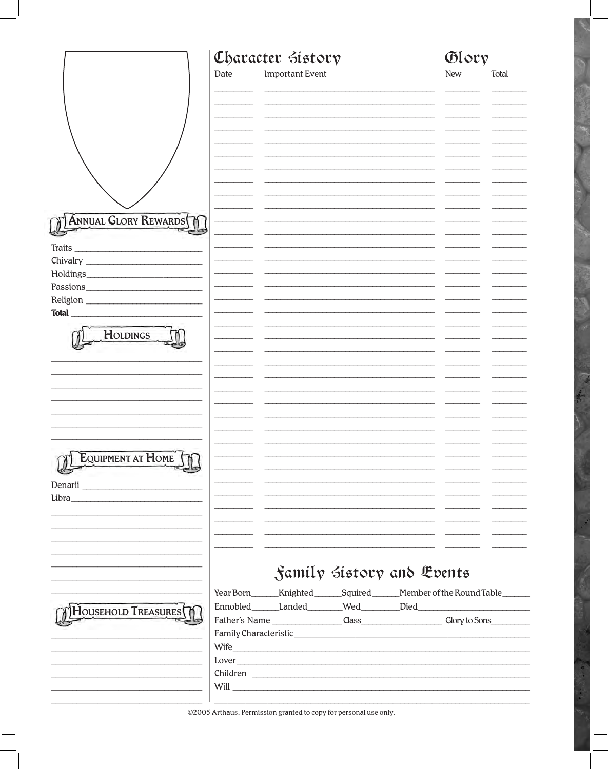## Annual Glory Rewards

Traits \_\_\_\_\_\_\_\_\_\_\_\_\_\_\_\_\_\_\_\_

Chivalry \_\_\_\_\_\_\_\_\_\_\_\_\_\_\_\_\_\_\_\_

Holdings \_\_\_\_\_\_\_\_\_\_\_\_\_\_\_\_\_\_\_\_

Passions \_\_\_\_\_\_\_\_\_\_\_\_\_\_\_\_\_\_\_\_

Religion \_\_\_\_\_\_\_\_\_\_\_\_\_\_\_\_\_\_\_\_

**Total** \_\_\_\_\_\_\_\_\_\_\_\_\_\_\_\_\_\_\_\_

## Holdings

## Equipment at Home

Denarii \_\_\_\_\_\_\_\_\_\_\_\_\_\_\_\_\_\_\_\_

Libra \_\_\_\_\_\_\_\_\_\_\_\_\_\_\_\_\_\_\_\_

## Household Treasures

## Character History

| | | Glory | |
|---|---|---|---|
| Date | Important Event | New | Total |
| | | | |

## Family History and Events

Year Born\_\_\_\_\_\_ Knighted\_\_\_\_\_\_ Squired\_\_\_\_\_\_ Member of the Round Table\_\_\_\_\_\_

Ennobled\_\_\_\_\_\_ Landed\_\_\_\_\_\_ Wed\_\_\_\_\_\_ Died\_\_\_\_\_\_

Father's Name \_\_\_\_\_\_ Class\_\_\_\_\_\_ Glory to Sons\_\_\_\_\_\_

Family Characteristic \_\_\_\_\_\_

Wife \_\_\_\_\_\_

Lover \_\_\_\_\_\_

Children \_\_\_\_\_\_

Will \_\_\_\_\_\_

©2005 Arthaus. Permission granted to copy for personal use only.